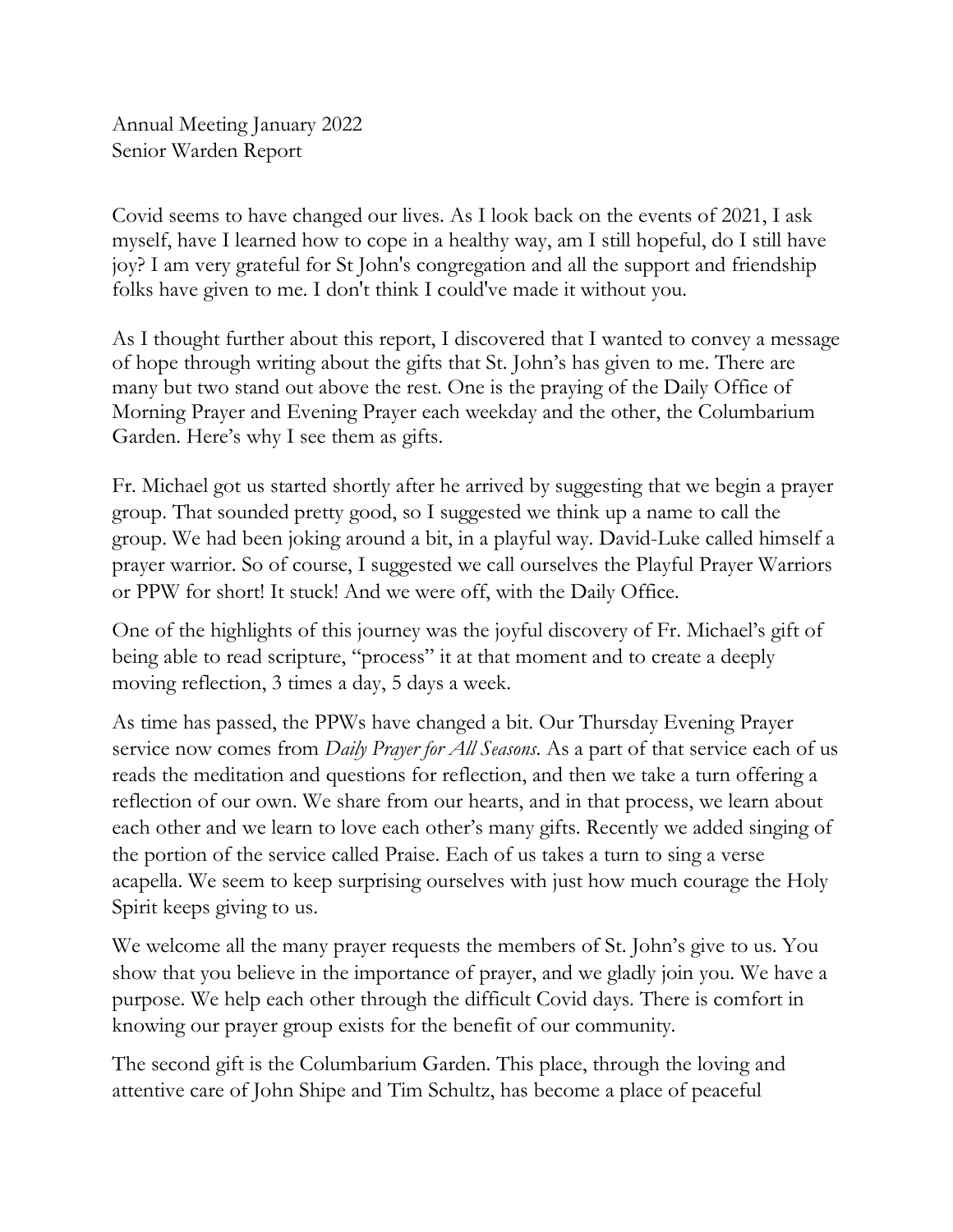Annual Meeting January 2022
Senior Warden Report

Covid seems to have changed our lives. As I look back on the events of 2021, I ask myself, have I learned how to cope in a healthy way, am I still hopeful, do I still have joy? I am very grateful for St John's congregation and all the support and friendship folks have given to me. I don't think I could've made it without you.

As I thought further about this report, I discovered that I wanted to convey a message of hope through writing about the gifts that St. John's has given to me. There are many but two stand out above the rest. One is the praying of the Daily Office of Morning Prayer and Evening Prayer each weekday and the other, the Columbarium Garden. Here's why I see them as gifts.

Fr. Michael got us started shortly after he arrived by suggesting that we begin a prayer group. That sounded pretty good, so I suggested we think up a name to call the group. We had been joking around a bit, in a playful way. David-Luke called himself a prayer warrior. So of course, I suggested we call ourselves the Playful Prayer Warriors or PPW for short! It stuck! And we were off, with the Daily Office.

One of the highlights of this journey was the joyful discovery of Fr. Michael's gift of being able to read scripture, "process" it at that moment and to create a deeply moving reflection, 3 times a day, 5 days a week.

As time has passed, the PPWs have changed a bit. Our Thursday Evening Prayer service now comes from *Daily Prayer for All Seasons*. As a part of that service each of us reads the meditation and questions for reflection, and then we take a turn offering a reflection of our own. We share from our hearts, and in that process, we learn about each other and we learn to love each other's many gifts. Recently we added singing of the portion of the service called Praise. Each of us takes a turn to sing a verse acapella. We seem to keep surprising ourselves with just how much courage the Holy Spirit keeps giving to us.

We welcome all the many prayer requests the members of St. John's give to us. You show that you believe in the importance of prayer, and we gladly join you. We have a purpose. We help each other through the difficult Covid days. There is comfort in knowing our prayer group exists for the benefit of our community.

The second gift is the Columbarium Garden. This place, through the loving and attentive care of John Shipe and Tim Schultz, has become a place of peaceful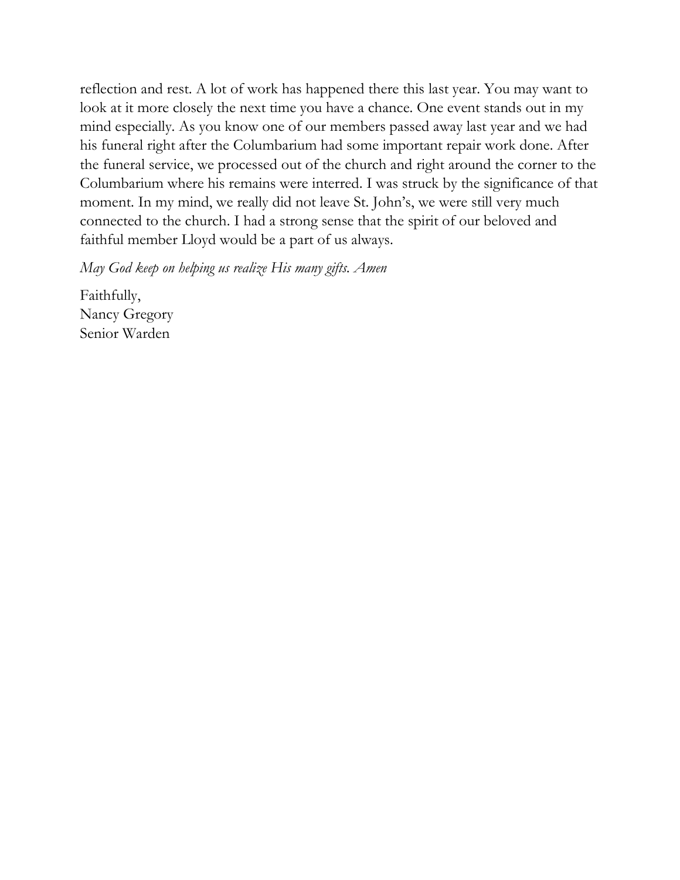reflection and rest. A lot of work has happened there this last year. You may want to look at it more closely the next time you have a chance. One event stands out in my mind especially. As you know one of our members passed away last year and we had his funeral right after the Columbarium had some important repair work done. After the funeral service, we processed out of the church and right around the corner to the Columbarium where his remains were interred. I was struck by the significance of that moment. In my mind, we really did not leave St. John's, we were still very much connected to the church. I had a strong sense that the spirit of our beloved and faithful member Lloyd would be a part of us always.

*May God keep on helping us realize His many gifts. Amen*

Faithfully,
Nancy Gregory
Senior Warden